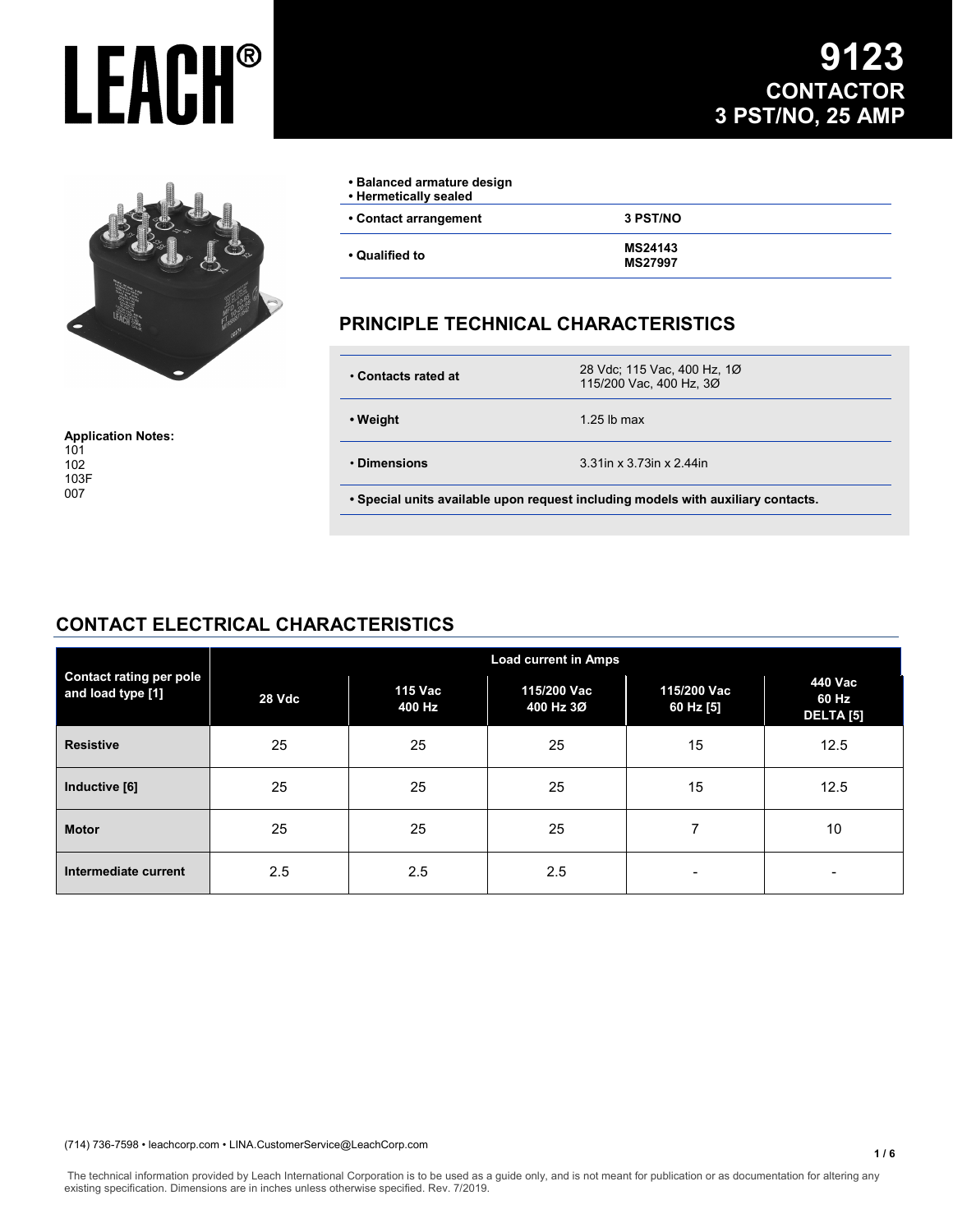# LEACH®

# 9123 CONTACTOR 3 PST/NO, 25 AMP

**Application Notes:**
101
102
103F
007

- **Balanced armature design**
- **Hermetically sealed**

| | |
|---|---|
| **• Contact arrangement** | **3 PST/NO** |
| **• Qualified to** | **MS24143**<br>**MS27997** |

## PRINCIPLE TECHNICAL CHARACTERISTICS

| | |
|---|---|
| **• Contacts rated at** | 28 Vdc; 115 Vac, 400 Hz, 1Ø<br>115/200 Vac, 400 Hz, 3Ø |
| **• Weight** | 1.25 lb max |
| **• Dimensions** | 3.31in x 3.73in x 2.44in |

**• Special units available upon request including models with auxiliary contacts.**

## CONTACT ELECTRICAL CHARACTERISTICS

| Contact rating per pole and load type [1] | Load current in Amps | | | | |
|---|---|---|---|---|---|
| | 28 Vdc | 115 Vac 400 Hz | 115/200 Vac 400 Hz 3Ø | 115/200 Vac 60 Hz [5] | 440 Vac 60 Hz DELTA [5] |
| **Resistive** | 25 | 25 | 25 | 15 | 12.5 |
| **Inductive [6]** | 25 | 25 | 25 | 15 | 12.5 |
| **Motor** | 25 | 25 | 25 | 7 | 10 |
| **Intermediate current** | 2.5 | 2.5 | 2.5 | - | - |

(714) 736-7598 • leachcorp.com • LINA.CustomerService@LeachCorp.com

The technical information provided by Leach International Corporation is to be used as a guide only, and is not meant for publication or as documentation for altering any existing specification. Dimensions are in inches unless otherwise specified. Rev. 7/2019.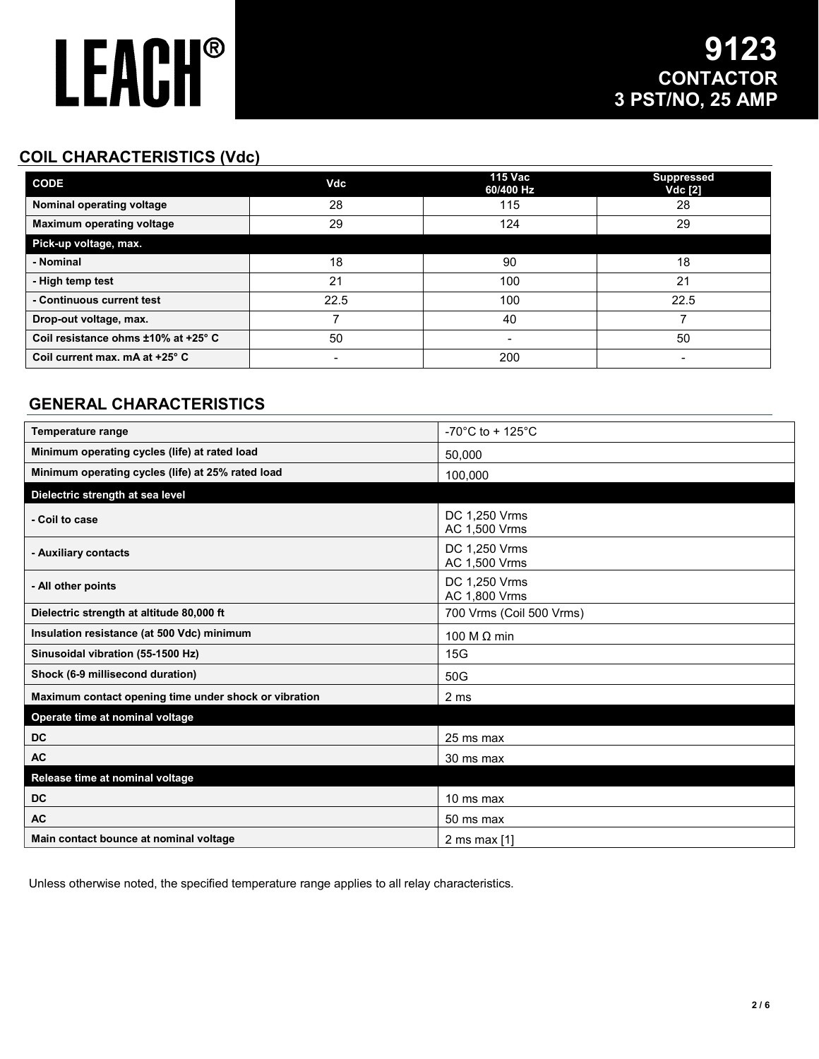# LEACH®

# 9123 CONTACTOR 3 PST/NO, 25 AMP

## COIL CHARACTERISTICS (Vdc)

| CODE | Vdc | 115 Vac 60/400 Hz | Suppressed Vdc [2] |
|---|---|---|---|
| Nominal operating voltage | 28 | 115 | 28 |
| Maximum operating voltage | 29 | 124 | 29 |
| **Pick-up voltage, max.** | | | |
| - Nominal | 18 | 90 | 18 |
| - High temp test | 21 | 100 | 21 |
| - Continuous current test | 22.5 | 100 | 22.5 |
| Drop-out voltage, max. | 7 | 40 | 7 |
| Coil resistance ohms ±10% at +25° C | 50 | - | 50 |
| Coil current max. mA at +25° C | - | 200 | - |

## GENERAL CHARACTERISTICS

| | |
|---|---|
| Temperature range | -70°C to + 125°C |
| Minimum operating cycles (life) at rated load | 50,000 |
| Minimum operating cycles (life) at 25% rated load | 100,000 |
| **Dielectric strength at sea level** | |
| - Coil to case | DC 1,250 Vrms<br>AC 1,500 Vrms |
| - Auxiliary contacts | DC 1,250 Vrms<br>AC 1,500 Vrms |
| - All other points | DC 1,250 Vrms<br>AC 1,800 Vrms |
| Dielectric strength at altitude 80,000 ft | 700 Vrms (Coil 500 Vrms) |
| Insulation resistance (at 500 Vdc) minimum | 100 M Ω min |
| Sinusoidal vibration (55-1500 Hz) | 15G |
| Shock (6-9 millisecond duration) | 50G |
| Maximum contact opening time under shock or vibration | 2 ms |
| **Operate time at nominal voltage** | |
| DC | 25 ms max |
| AC | 30 ms max |
| **Release time at nominal voltage** | |
| DC | 10 ms max |
| AC | 50 ms max |
| Main contact bounce at nominal voltage | 2 ms max [1] |

Unless otherwise noted, the specified temperature range applies to all relay characteristics.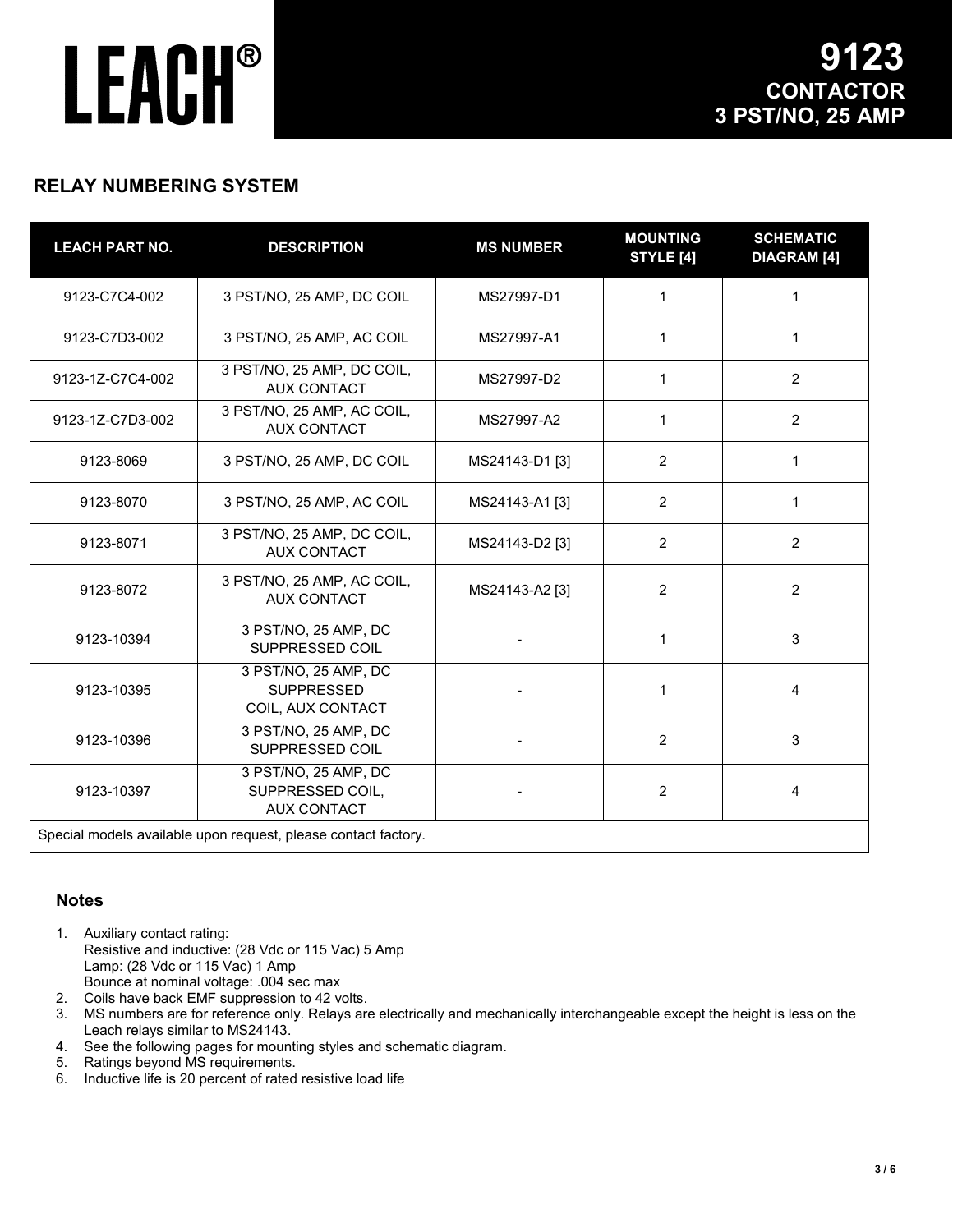# LEACH®

## 9123 CONTACTOR 3 PST/NO, 25 AMP

### RELAY NUMBERING SYSTEM

| LEACH PART NO. | DESCRIPTION | MS NUMBER | MOUNTING STYLE [4] | SCHEMATIC DIAGRAM [4] |
|---|---|---|---|---|
| 9123-C7C4-002 | 3 PST/NO, 25 AMP, DC COIL | MS27997-D1 | 1 | 1 |
| 9123-C7D3-002 | 3 PST/NO, 25 AMP, AC COIL | MS27997-A1 | 1 | 1 |
| 9123-1Z-C7C4-002 | 3 PST/NO, 25 AMP, DC COIL, AUX CONTACT | MS27997-D2 | 1 | 2 |
| 9123-1Z-C7D3-002 | 3 PST/NO, 25 AMP, AC COIL, AUX CONTACT | MS27997-A2 | 1 | 2 |
| 9123-8069 | 3 PST/NO, 25 AMP, DC COIL | MS24143-D1 [3] | 2 | 1 |
| 9123-8070 | 3 PST/NO, 25 AMP, AC COIL | MS24143-A1 [3] | 2 | 1 |
| 9123-8071 | 3 PST/NO, 25 AMP, DC COIL, AUX CONTACT | MS24143-D2 [3] | 2 | 2 |
| 9123-8072 | 3 PST/NO, 25 AMP, AC COIL, AUX CONTACT | MS24143-A2 [3] | 2 | 2 |
| 9123-10394 | 3 PST/NO, 25 AMP, DC SUPPRESSED COIL | - | 1 | 3 |
| 9123-10395 | 3 PST/NO, 25 AMP, DC SUPPRESSED COIL, AUX CONTACT | - | 1 | 4 |
| 9123-10396 | 3 PST/NO, 25 AMP, DC SUPPRESSED COIL | - | 2 | 3 |
| 9123-10397 | 3 PST/NO, 25 AMP, DC SUPPRESSED COIL, AUX CONTACT | - | 2 | 4 |
| Special models available upon request, please contact factory. | | | | |

### Notes

1. Auxiliary contact rating:
   Resistive and inductive: (28 Vdc or 115 Vac) 5 Amp
   Lamp: (28 Vdc or 115 Vac) 1 Amp
   Bounce at nominal voltage: .004 sec max
2. Coils have back EMF suppression to 42 volts.
3. MS numbers are for reference only. Relays are electrically and mechanically interchangeable except the height is less on the Leach relays similar to MS24143.
4. See the following pages for mounting styles and schematic diagram.
5. Ratings beyond MS requirements.
6. Inductive life is 20 percent of rated resistive load life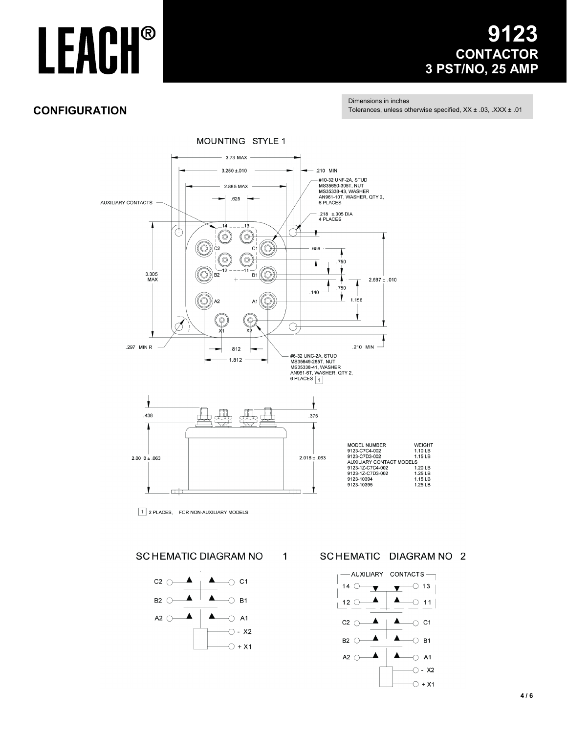# LEACH®

## 9123 CONTACTOR 3 PST/NO, 25 AMP

## CONFIGURATION

Dimensions in inches
Tolerances, unless otherwise specified, XX ± .03, .XXX ± .01

MOUNTING STYLE 1

3.73 MAX
3.250 ±.010
.210 MIN
2.865 MAX
.625
AUXILIARY CONTACTS
#10-32 UNF-2A, STUD
MS35650-305T, NUT
MS35338-43, WASHER
AN961-10T, WASHER, QTY 2,
6 PLACES
.218 ±.005 DIA
4 PLACES
14 13
C2 C1
12 11
B2 B1
A2 A1
X1 X2
.656
.750
3.305 MAX
2.687 ± .010
.750
.140
1.156
.297 MIN R
.210 MIN
.812
1.812
#6-32 UNC-2A, STUD
MS35649-265T, NUT
MS35338-41, WASHER
AN961-6T, WASHER, QTY 2,
6 PLACES [1]

.436
.375
2.00 0 ± .063
2.016 ± .063

| MODEL NUMBER | WEIGHT |
|---|---|
| 9123-C7C4-002 | 1.10 LB |
| 9123-C7D3-002 | 1.15 LB |
| AUXILIARY CONTACT MODELS | |
| 9123-1Z-C7C4-002 | 1.20 LB |
| 9123-1Z-C7D3-002 | 1.25 LB |
| 9123-10394 | 1.15 LB |
| 9123-10395 | 1.25 LB |

[1] 2 PLACES, FOR NON-AUXILIARY MODELS

### SCHEMATIC DIAGRAM NO 1

C2 — C1
B2 — B1
A2 — A1
- X2
+ X1

### SCHEMATIC DIAGRAM NO 2

AUXILIARY CONTACTS
14 — 13
12 — 11
C2 — C1
B2 — B1
A2 — A1
- X2
+ X1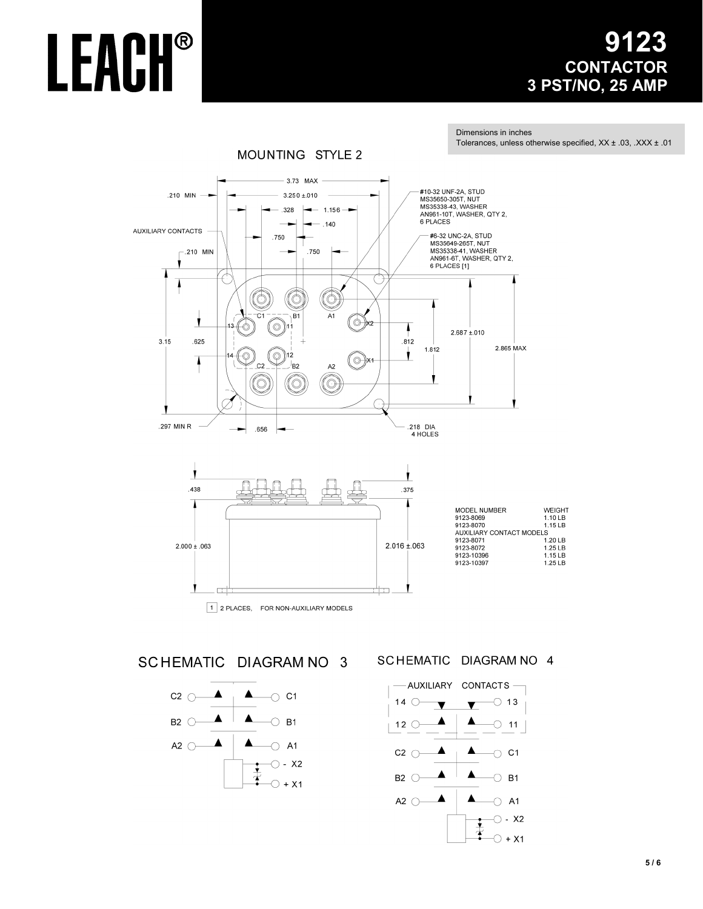# LEACH®

## 9123
## CONTACTOR
## 3 PST/NO, 25 AMP

Dimensions in inches
Tolerances, unless otherwise specified, XX ± .03, .XXX ± .01

### MOUNTING STYLE 2

3.73 MAX
.210 MIN
3.250 ±.010
.328
1.156
.140
.750
.750
.210 MIN
AUXILIARY CONTACTS

#10-32 UNF-2A, STUD
MS35650-305T, NUT
MS35338-43, WASHER
AN961-10T, WASHER, QTY 2,
6 PLACES

#6-32 UNC-2A, STUD
MS35649-265T, NUT
MS35338-41, WASHER
AN961-6T, WASHER, QTY 2,
6 PLACES [1]

C1 B1 A1 X2
13 11
14 12 X1
C2 B2 A2

3.15
.625
.812
1.812
2.687 ±.010
2.865 MAX
.297 MIN R
.656
.218 DIA
4 HOLES

.438
.375
2.000 ± .063
2.016 ±.063

| MODEL NUMBER | WEIGHT |
|---|---|
| 9123-8069 | 1.10 LB |
| 9123-8070 | 1.15 LB |
| AUXILIARY CONTACT MODELS | |
| 9123-8071 | 1.20 LB |
| 9123-8072 | 1.25 LB |
| 9123-10396 | 1.15 LB |
| 9123-10397 | 1.25 LB |

[1] 2 PLACES, FOR NON-AUXILIARY MODELS

### SCHEMATIC DIAGRAM NO 3

C2 — C1
B2 — B1
A2 — A1
- X2
+ X1

### SCHEMATIC DIAGRAM NO 4

AUXILIARY CONTACTS
14 — 13
12 — 11
C2 — C1
B2 — B1
A2 — A1
- X2
+ X1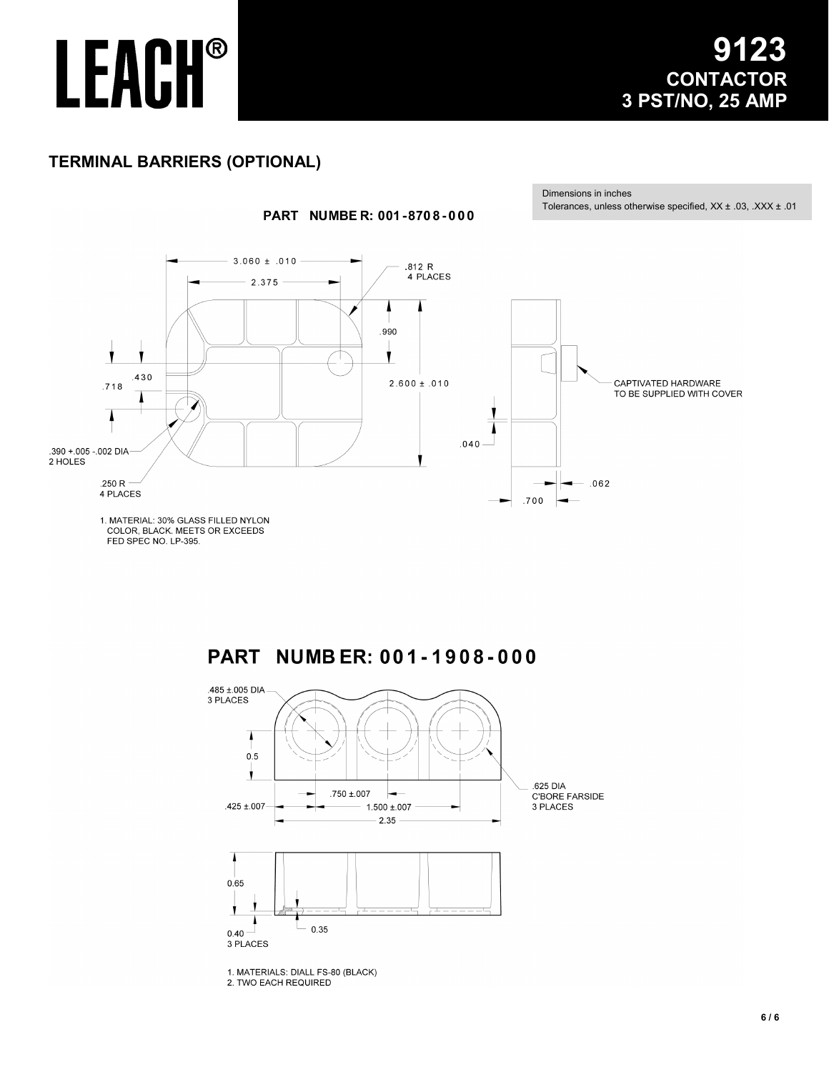# 9123 CONTACTOR 3 PST/NO, 25 AMP

## TERMINAL BARRIERS (OPTIONAL)

Dimensions in inches
Tolerances, unless otherwise specified, XX ± .03, .XXX ± .01

### PART NUMBER: 001-8708-000

3.060 ± .010

2.375

.812 R
4 PLACES

.990

.430

.718

2.600 ± .010

CAPTIVATED HARDWARE
TO BE SUPPLIED WITH COVER

.390 +.005 -.002 DIA
2 HOLES

.040

.250 R
4 PLACES

.062

.700

1. MATERIAL: 30% GLASS FILLED NYLON COLOR, BLACK. MEETS OR EXCEEDS FED SPEC NO. LP-395.

### PART NUMBER: 001-1908-000

.485 ±.005 DIA
3 PLACES

0.5

.625 DIA
C'BORE FARSIDE
3 PLACES

.750 ±.007

.425 ±.007

1.500 ±.007

2.35

0.65

0.35

0.40
3 PLACES

1. MATERIALS: DIALL FS-80 (BLACK)
2. TWO EACH REQUIRED